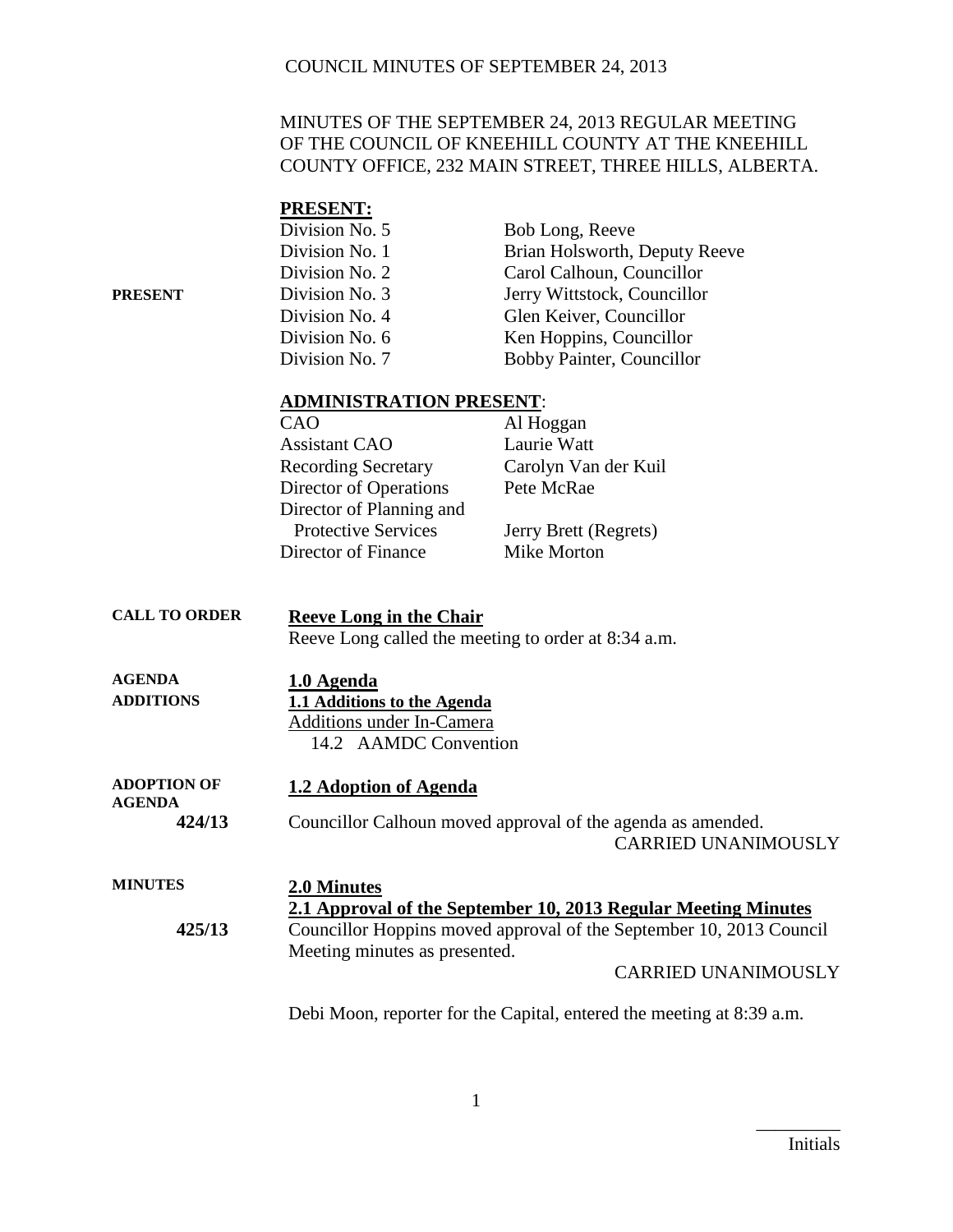MINUTES OF THE SEPTEMBER 24, 2013 REGULAR MEETING OF THE COUNCIL OF KNEEHILL COUNTY AT THE KNEEHILL COUNTY OFFICE, 232 MAIN STREET, THREE HILLS, ALBERTA.

**PRESENT:**

PRESENT

| | |
|---|---|
| Division No. 5 | Bob Long, Reeve |
| Division No. 1 | Brian Holsworth, Deputy Reeve |
| Division No. 2 | Carol Calhoun, Councillor |
| Division No. 3 | Jerry Wittstock, Councillor |
| Division No. 4 | Glen Keiver, Councillor |
| Division No. 6 | Ken Hoppins, Councillor |
| Division No. 7 | Bobby Painter, Councillor |

**ADMINISTRATION PRESENT**:

| | |
|---|---|
| CAO | Al Hoggan |
| Assistant CAO | Laurie Watt |
| Recording Secretary | Carolyn Van der Kuil |
| Director of Operations | Pete McRae |
| Director of Planning and Protective Services | Jerry Brett (Regrets) |
| Director of Finance | Mike Morton |

**CALL TO ORDER**

**Reeve Long in the Chair**

Reeve Long called the meeting to order at 8:34 a.m.

**AGENDA ADDITIONS**

**1.0 Agenda**

**1.1 Additions to the Agenda**

Additions under In-Camera

14.2 AAMDC Convention

**ADOPTION OF AGENDA**

**1.2 Adoption of Agenda**

**424/13**

Councillor Calhoun moved approval of the agenda as amended.

CARRIED UNANIMOUSLY

**MINUTES**

**2.0 Minutes**

**2.1 Approval of the September 10, 2013 Regular Meeting Minutes**

**425/13**

Councillor Hoppins moved approval of the September 10, 2013 Council Meeting minutes as presented.

CARRIED UNANIMOUSLY

Debi Moon, reporter for the Capital, entered the meeting at 8:39 a.m.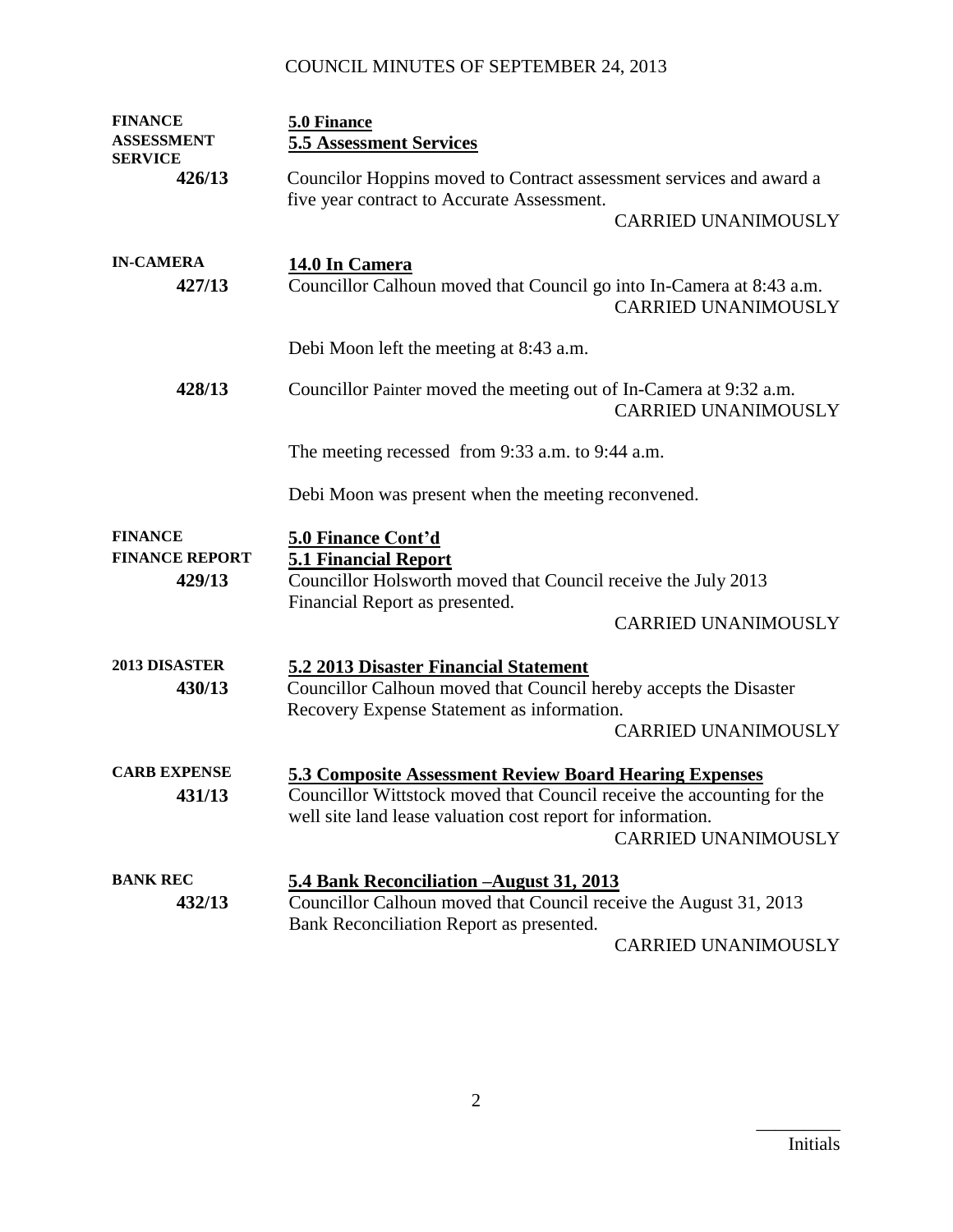| | |
|---|---|
| **FINANCE ASSESSMENT SERVICE** | **5.0 Finance** |
| | **5.5 Assessment Services** |
| **426/13** | Councilor Hoppins moved to Contract assessment services and award a five year contract to Accurate Assessment. CARRIED UNANIMOUSLY |
| **IN-CAMERA** | **14.0 In Camera** |
| **427/13** | Councillor Calhoun moved that Council go into In-Camera at 8:43 a.m. CARRIED UNANIMOUSLY |
| | Debi Moon left the meeting at 8:43 a.m. |
| **428/13** | Councillor Painter moved the meeting out of In-Camera at 9:32 a.m. CARRIED UNANIMOUSLY |
| | The meeting recessed from 9:33 a.m. to 9:44 a.m. |
| | Debi Moon was present when the meeting reconvened. |
| **FINANCE** | **5.0 Finance Cont'd** |
| **FINANCE REPORT** | **5.1 Financial Report** |
| **429/13** | Councillor Holsworth moved that Council receive the July 2013 Financial Report as presented. CARRIED UNANIMOUSLY |
| **2013 DISASTER** | **5.2 2013 Disaster Financial Statement** |
| **430/13** | Councillor Calhoun moved that Council hereby accepts the Disaster Recovery Expense Statement as information. CARRIED UNANIMOUSLY |
| **CARB EXPENSE** | **5.3 Composite Assessment Review Board Hearing Expenses** |
| **431/13** | Councillor Wittstock moved that Council receive the accounting for the well site land lease valuation cost report for information. CARRIED UNANIMOUSLY |
| **BANK REC** | **5.4 Bank Reconciliation –August 31, 2013** |
| **432/13** | Councillor Calhoun moved that Council receive the August 31, 2013 Bank Reconciliation Report as presented. CARRIED UNANIMOUSLY |

_________
Initials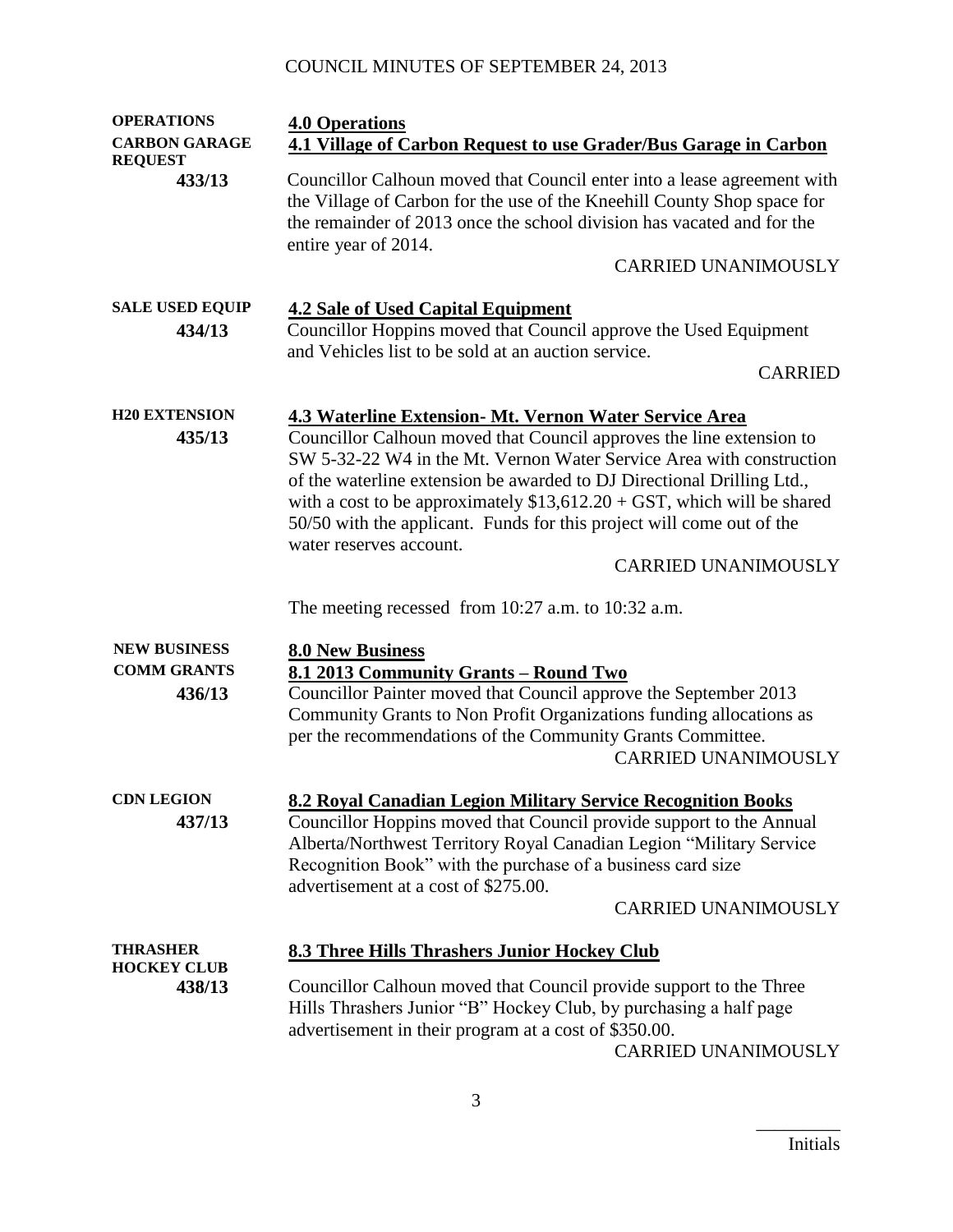**OPERATIONS**

## 4.0 Operations

**CARBON GARAGE REQUEST**

### 4.1 Village of Carbon Request to use Grader/Bus Garage in Carbon

**433/13**

Councillor Calhoun moved that Council enter into a lease agreement with the Village of Carbon for the use of the Kneehill County Shop space for the remainder of 2013 once the school division has vacated and for the entire year of 2014.

CARRIED UNANIMOUSLY

**SALE USED EQUIP**

### 4.2 Sale of Used Capital Equipment

**434/13**

Councillor Hoppins moved that Council approve the Used Equipment and Vehicles list to be sold at an auction service.

CARRIED

**H20 EXTENSION**

### 4.3 Waterline Extension- Mt. Vernon Water Service Area

**435/13**

Councillor Calhoun moved that Council approves the line extension to SW 5-32-22 W4 in the Mt. Vernon Water Service Area with construction of the waterline extension be awarded to DJ Directional Drilling Ltd., with a cost to be approximately $13,612.20 + GST, which will be shared 50/50 with the applicant. Funds for this project will come out of the water reserves account.

CARRIED UNANIMOUSLY

The meeting recessed from 10:27 a.m. to 10:32 a.m.

**NEW BUSINESS**

## 8.0 New Business

**COMM GRANTS**

### 8.1 2013 Community Grants – Round Two

**436/13**

Councillor Painter moved that Council approve the September 2013 Community Grants to Non Profit Organizations funding allocations as per the recommendations of the Community Grants Committee.

CARRIED UNANIMOUSLY

**CDN LEGION**

### 8.2 Royal Canadian Legion Military Service Recognition Books

**437/13**

Councillor Hoppins moved that Council provide support to the Annual Alberta/Northwest Territory Royal Canadian Legion "Military Service Recognition Book" with the purchase of a business card size advertisement at a cost of $275.00.

CARRIED UNANIMOUSLY

**THRASHER HOCKEY CLUB**

### 8.3 Three Hills Thrashers Junior Hockey Club

**438/13**

Councillor Calhoun moved that Council provide support to the Three Hills Thrashers Junior "B" Hockey Club, by purchasing a half page advertisement in their program at a cost of $350.00.

CARRIED UNANIMOUSLY

\_\_\_\_\_\_\_\_\_\_

Initials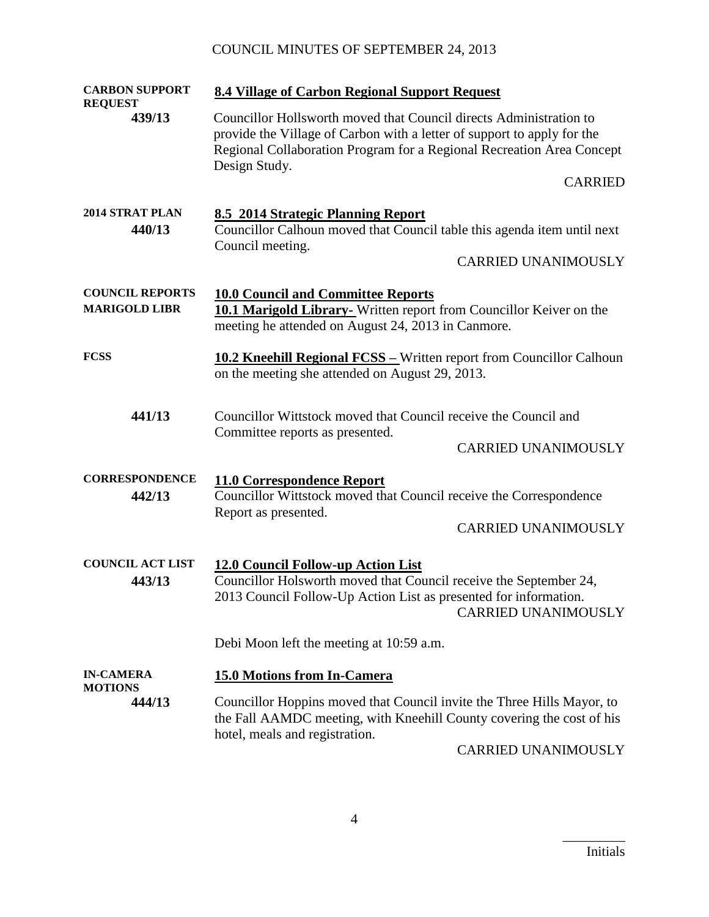COUNCIL MINUTES OF SEPTEMBER 24, 2013

**CARBON SUPPORT REQUEST**
**439/13**

**8.4 Village of Carbon Regional Support Request**

Councillor Hollsworth moved that Council directs Administration to provide the Village of Carbon with a letter of support to apply for the Regional Collaboration Program for a Regional Recreation Area Concept Design Study.

CARRIED

**2014 STRAT PLAN**
**440/13**

**8.5 2014 Strategic Planning Report**

Councillor Calhoun moved that Council table this agenda item until next Council meeting.

CARRIED UNANIMOUSLY

**COUNCIL REPORTS**
**MARIGOLD LIBR**

**10.0 Council and Committee Reports**

**10.1 Marigold Library-** Written report from Councillor Keiver on the meeting he attended on August 24, 2013 in Canmore.

**FCSS**

**10.2 Kneehill Regional FCSS –** Written report from Councillor Calhoun on the meeting she attended on August 29, 2013.

**441/13**

Councillor Wittstock moved that Council receive the Council and Committee reports as presented.

CARRIED UNANIMOUSLY

**CORRESPONDENCE**
**442/13**

**11.0 Correspondence Report**

Councillor Wittstock moved that Council receive the Correspondence Report as presented.

CARRIED UNANIMOUSLY

**COUNCIL ACT LIST**
**443/13**

**12.0 Council Follow-up Action List**

Councillor Holsworth moved that Council receive the September 24, 2013 Council Follow-Up Action List as presented for information.

CARRIED UNANIMOUSLY

Debi Moon left the meeting at 10:59 a.m.

**IN-CAMERA MOTIONS**
**444/13**

**15.0 Motions from In-Camera**

Councillor Hoppins moved that Council invite the Three Hills Mayor, to the Fall AAMDC meeting, with Kneehill County covering the cost of his hotel, meals and registration.

CARRIED UNANIMOUSLY

_________
Initials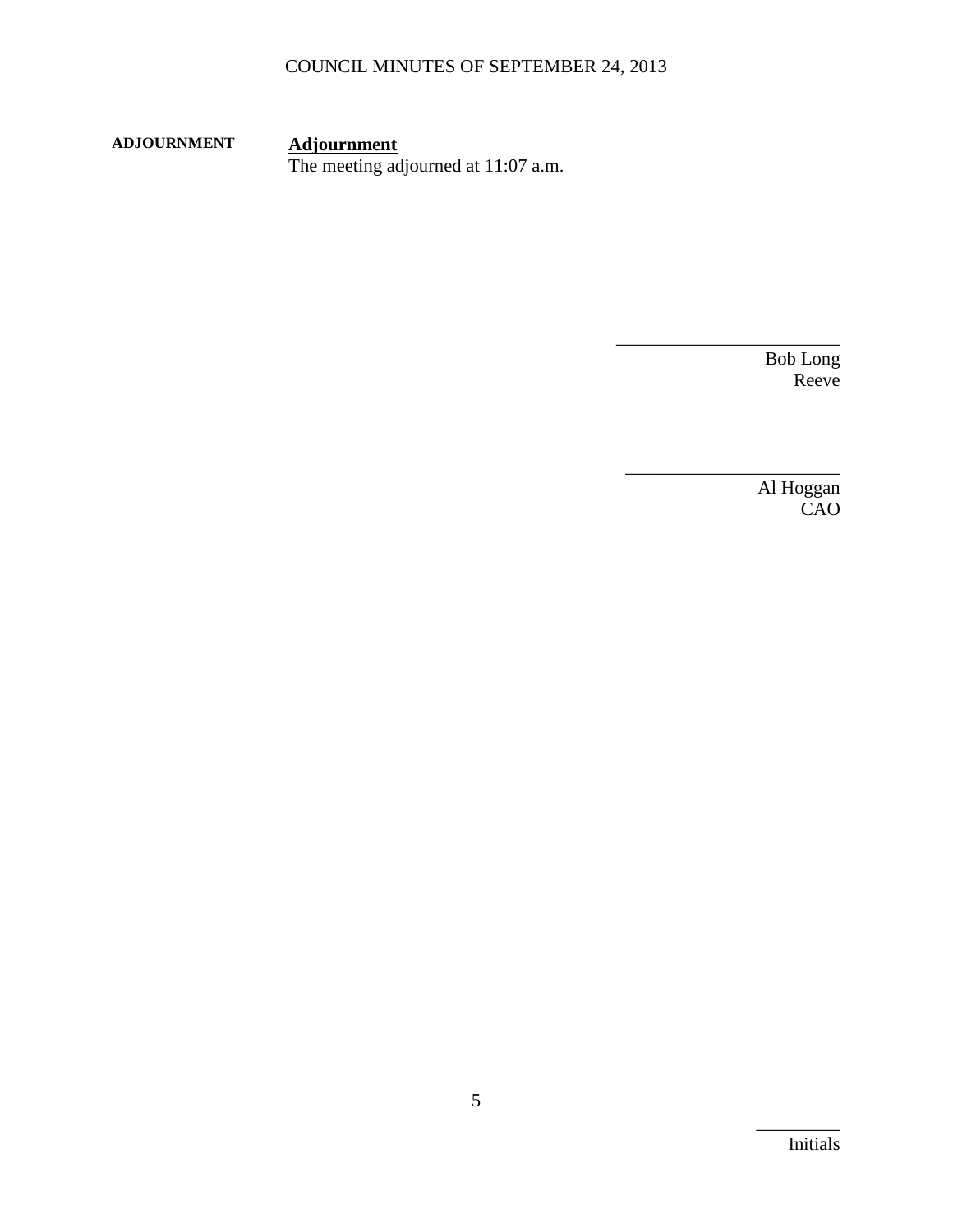**ADJOURNMENT**

**Adjournment**

The meeting adjourned at 11:07 a.m.

________________________
Bob Long
Reeve

________________________
Al Hoggan
CAO

_________
Initials